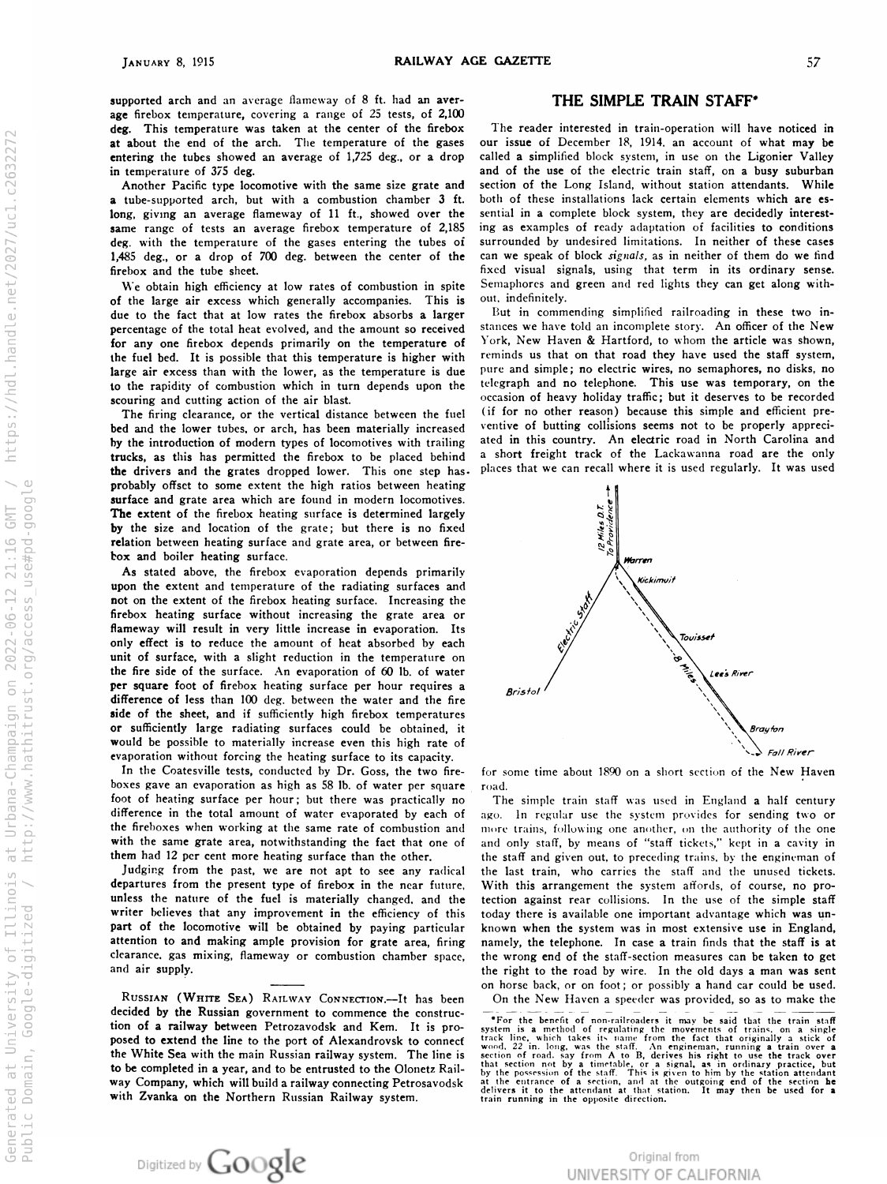supported arch and an average flameway of 8 ft. had an average firebox temperature, covering a range of 25 tests, of 2,100 deg. This temperature was taken at the center of the firebox at about the end of the arch. The temperature of the gases entering the tubes showed an average of 1,725 deg., or a drop in temperature of 375 deg.

Another Pacific type locomotive with the same size grate and a tube-supported arch, but with a combustion chamber 3 ft. long, giving an average flameway of 11 ft., showed over the same range of tests an average firebox temperature of 2,185 deg. with the temperature of the gases entering the tubes of 1,485 deg., or a drop of 700 deg. between the center of the firebox and the tube sheet.

We obtain high efficiency at low rates of combustion in spite of the large air excess which generally accompanies. This is due to the fact that at low rates the firebox absorbs a larger percentage of the total heat evolved, and the amount so received for any one firebox depends primarily on the temperature of the fuel bed. It is possible that this temperature is higher with large air excess than with the lower, as the temperature is due to the rapidity of combustion which in turn depends upon the scouring and cutting action of the air blast.

The firing clearance, or the vertical distance between the fuel bed and the lower tubes, or arch, has been materially increased by the introduction of modern types of locomotives with trailing trucks, as this has permitted the firebox to be placed behind the drivers and the grates dropped lower. This one step has probably offset to some extent the high ratios between heating surface and grate area which are found in modern locomotives. The extent of the firebox heating surface is determined largely by the size and location of the grate; but there is no fixed relation between heating surface and grate area, or between firebox and boiler heating surface.

As stated above, the firebox evaporation depends primarily upon the extent and temperature of the radiating surfaces and not on the extent of the firebox heating surface. Increasing the firebox heating surface without increasing the grate area or flameway will result in very little increase in evaporation. Its only effect is to reduce the amount of heat absorbed by each unit of surface, with a slight reduction in the temperature on the fire side of the surface. An evaporation of 60 lb. of water per square foot of firebox heating surface per hour requires a difference of less than 100 deg. between the water and the fire side of the sheet, and if sufficiently high firebox temperatures or sufficiently large radiating surfaces could be obtained, it would be possible to materially increase even this high rate of evaporation without forcing the heating surface to its capacity.

In the Coatesville tests, conducted by Dr. Goss, the two fireboxes gave an evaporation as high as 58 lb. of water per square foot of heating surface per hour; but there was practically no difference in the total amount of water evaporated by each of the fireboxes when working at the same rate of combustion and with the same grate area, notwithstanding the fact that one of them had 12 per cent more heating surface than the other.

Judging from the past, we are not apt to see any radical departures from the present type of firebox in the near future, unless the nature of the fuel is materially changed, and the writer believes that any improvement in the efficiency of this part of the locomotive will be obtained by paying particular attention to and making ample provision for grate area, firing clearance, gas mixing, flameway or combustion chamber space, and air supply.

---

Russian (White Sea) Railway Connection.—It has been decided by the Russian government to commence the construction of a railway between Petrozavodsk and Kem. It is proposed to extend the line to the port of Alexandrovsk to connect the White Sea with the main Russian railway system. The line is to be completed in a year, and to be entrusted to the Olonetz Railway Company, which will build a railway connecting Petrosavodsk with Zvanka on the Northern Russian Railway system.

## THE SIMPLE TRAIN STAFF*

The reader interested in train-operation will have noticed in our issue of December 18, 1914, an account of what may be called a simplified block system, in use on the Ligonier Valley and of the use of the electric train staff, on a busy suburban section of the Long Island, without station attendants. While both of these installations lack certain elements which are essential in a complete block system, they are decidedly interesting as examples of ready adaptation of facilities to conditions surrounded by undesired limitations. In neither of these cases can we speak of block *signals*, as in neither of them do we find fixed visual signals, using that term in its ordinary sense. Semaphores and green and red lights they can get along without, indefinitely.

But in commending simplified railroading in these two instances we have told an incomplete story. An officer of the New York, New Haven & Hartford, to whom the article was shown, reminds us that on that road they have used the staff system, pure and simple; no electric wires, no semaphores, no disks, no telegraph and no telephone. This use was temporary, on the occasion of heavy holiday traffic; but it deserves to be recorded (if for no other reason) because this simple and efficient preventive of butting collisions seems not to be properly appreciated in this country. An electric road in North Carolina and a short freight track of the Lackawanna road are the only places that we can recall where it is used regularly. It was used for some time about 1890 on a short section of the New Haven road.

The simple train staff was used in England a half century ago. In regular use the system provides for sending two or more trains, following one another, on the authority of the one and only staff, by means of "staff tickets," kept in a cavity in the staff and given out, to preceding trains, by the engineman of the last train, who carries the staff and the unused tickets. With this arrangement the system affords, of course, no protection against rear collisions. In the use of the simple staff today there is available one important advantage which was unknown when the system was in most extensive use in England, namely, the telephone. In case a train finds that the staff is at the wrong end of the staff-section measures can be taken to get the right to the road by wire. In the old days a man was sent on horse back, or on foot; or possibly a hand car could be used.

On the New Haven a speeder was provided, so as to make the

*For the benefit of non-railroaders it may be said that the train staff system is a method of regulating the movements of trains, on a single track line, which takes its name from the fact that originally a stick of wood, 22 in. long, was the staff. An engineman, running a train over a section of road, say from A to B, derives his right to use the track over that section not by a timetable, or a signal, as in ordinary practice, but by the possession of the staff. This is given to him by the station attendant at the entrance of a section, and at the outgoing end of the section he delivers it to the attendant at that station. It may then be used for a train running in the opposite direction.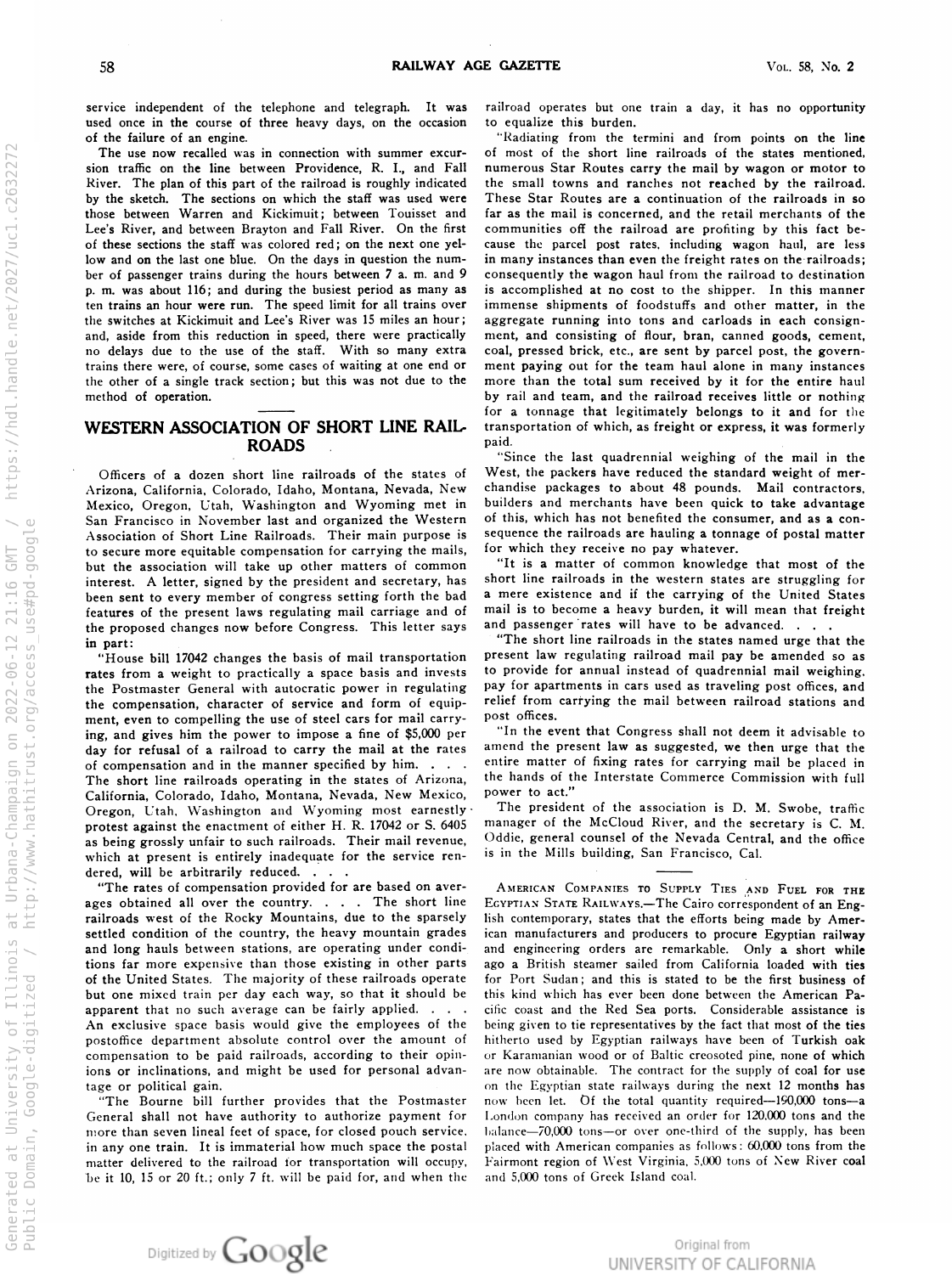service independent of the telephone and telegraph. It was used once in the course of three heavy days, on the occasion of the failure of an engine.

The use now recalled was in connection with summer excursion traffic on the line between Providence, R. I., and Fall River. The plan of this part of the railroad is roughly indicated by the sketch. The sections on which the staff was used were those between Warren and Kickimuit; between Touisset and Lee's River, and between Brayton and Fall River. On the first of these sections the staff was colored red; on the next one yellow and on the last one blue. On the days in question the number of passenger trains during the hours between 7 a. m. and 9 p. m. was about 116; and during the busiest period as many as ten trains an hour were run. The speed limit for all trains over the switches at Kickimuit and Lee's River was 15 miles an hour; and, aside from this reduction in speed, there were practically no delays due to the use of the staff. With so many extra trains there were, of course, some cases of waiting at one end or the other of a single track section; but this was not due to the method of operation.

## WESTERN ASSOCIATION OF SHORT LINE RAILROADS

Officers of a dozen short line railroads of the states of Arizona, California, Colorado, Idaho, Montana, Nevada, New Mexico, Oregon, Utah, Washington and Wyoming met in San Francisco in November last and organized the Western Association of Short Line Railroads. Their main purpose is to secure more equitable compensation for carrying the mails, but the association will take up other matters of common interest. A letter, signed by the president and secretary, has been sent to every member of congress setting forth the bad features of the present laws regulating mail carriage and of the proposed changes now before Congress. This letter says in part:

"House bill 17042 changes the basis of mail transportation rates from a weight to practically a space basis and invests the Postmaster General with autocratic power in regulating the compensation, character of service and form of equipment, even to compelling the use of steel cars for mail carrying, and gives him the power to impose a fine of $5,000 per day for refusal of a railroad to carry the mail at the rates of compensation and in the manner specified by him. . . . The short line railroads operating in the states of Arizona, California, Colorado, Idaho, Montana, Nevada, New Mexico, Oregon, Utah, Washington and Wyoming most earnestly protest against the enactment of either H. R. 17042 or S. 6405 as being grossly unfair to such railroads. Their mail revenue, which at present is entirely inadequate for the service rendered, will be arbitrarily reduced. . . .

"The rates of compensation provided for are based on averages obtained all over the country. . . . The short line railroads west of the Rocky Mountains, due to the sparsely settled condition of the country, the heavy mountain grades and long hauls between stations, are operating under conditions far more expensive than those existing in other parts of the United States. The majority of these railroads operate but one mixed train per day each way, so that it should be apparent that no such average can be fairly applied. . . . An exclusive space basis would give the employees of the postoffice department absolute control over the amount of compensation to be paid railroads, according to their opinions or inclinations, and might be used for personal advantage or political gain.

"The Bourne bill further provides that the Postmaster General shall not have authority to authorize payment for more than seven lineal feet of space, for closed pouch service, in any one train. It is immaterial how much space the postal matter delivered to the railroad for transportation will occupy, be it 10, 15 or 20 ft.; only 7 ft. will be paid for, and when the railroad operates but one train a day, it has no opportunity to equalize this burden.

"Radiating from the termini and from points on the line of most of the short line railroads of the states mentioned, numerous Star Routes carry the mail by wagon or motor to the small towns and ranches not reached by the railroad. These Star Routes are a continuation of the railroads in so far as the mail is concerned, and the retail merchants of the communities off the railroad are profiting by this fact because the parcel post rates, including wagon haul, are less in many instances than even the freight rates on the railroads; consequently the wagon haul from the railroad to destination is accomplished at no cost to the shipper. In this manner immense shipments of foodstuffs and other matter, in the aggregate running into tons and carloads in each consignment, and consisting of flour, bran, canned goods, cement, coal, pressed brick, etc., are sent by parcel post, the government paying out for the team haul alone in many instances more than the total sum received by it for the entire haul by rail and team, and the railroad receives little or nothing for a tonnage that legitimately belongs to it and for the transportation of which, as freight or express, it was formerly paid.

"Since the last quadrennial weighing of the mail in the West, the packers have reduced the standard weight of merchandise packages to about 48 pounds. Mail contractors, builders and merchants have been quick to take advantage of this, which has not benefited the consumer, and as a consequence the railroads are hauling a tonnage of postal matter for which they receive no pay whatever.

"It is a matter of common knowledge that most of the short line railroads in the western states are struggling for a mere existence and if the carrying of the United States mail is to become a heavy burden, it will mean that freight and passenger rates will have to be advanced. . . .

"The short line railroads in the states named urge that the present law regulating railroad mail pay be amended so as to provide for annual instead of quadrennial mail weighing, pay for apartments in cars used as traveling post offices, and relief from carrying the mail between railroad stations and post offices.

"In the event that Congress shall not deem it advisable to amend the present law as suggested, we then urge that the entire matter of fixing rates for carrying mail be placed in the hands of the Interstate Commerce Commission with full power to act."

The president of the association is D. M. Swobe, traffic manager of the McCloud River, and the secretary is C. M. Oddie, general counsel of the Nevada Central, and the office is in the Mills building, San Francisco, Cal.

AMERICAN COMPANIES TO SUPPLY TIES AND FUEL FOR THE EGYPTIAN STATE RAILWAYS.—The Cairo correspondent of an English contemporary, states that the efforts being made by American manufacturers and producers to procure Egyptian railway and engineering orders are remarkable. Only a short while ago a British steamer sailed from California loaded with ties for Port Sudan; and this is stated to be the first business of this kind which has ever been done between the American Pacific coast and the Red Sea ports. Considerable assistance is being given to tie representatives by the fact that most of the ties hitherto used by Egyptian railways have been of Turkish oak or Karamanian wood or of Baltic creosoted pine, none of which are now obtainable. The contract for the supply of coal for use on the Egyptian state railways during the next 12 months has now been let. Of the total quantity required—190,000 tons—a London company has received an order for 120,000 tons and the balance—70,000 tons—or over one-third of the supply, has been placed with American companies as follows: 60,000 tons from the Fairmont region of West Virginia, 5,000 tons of New River coal and 5,000 tons of Greek Island coal.